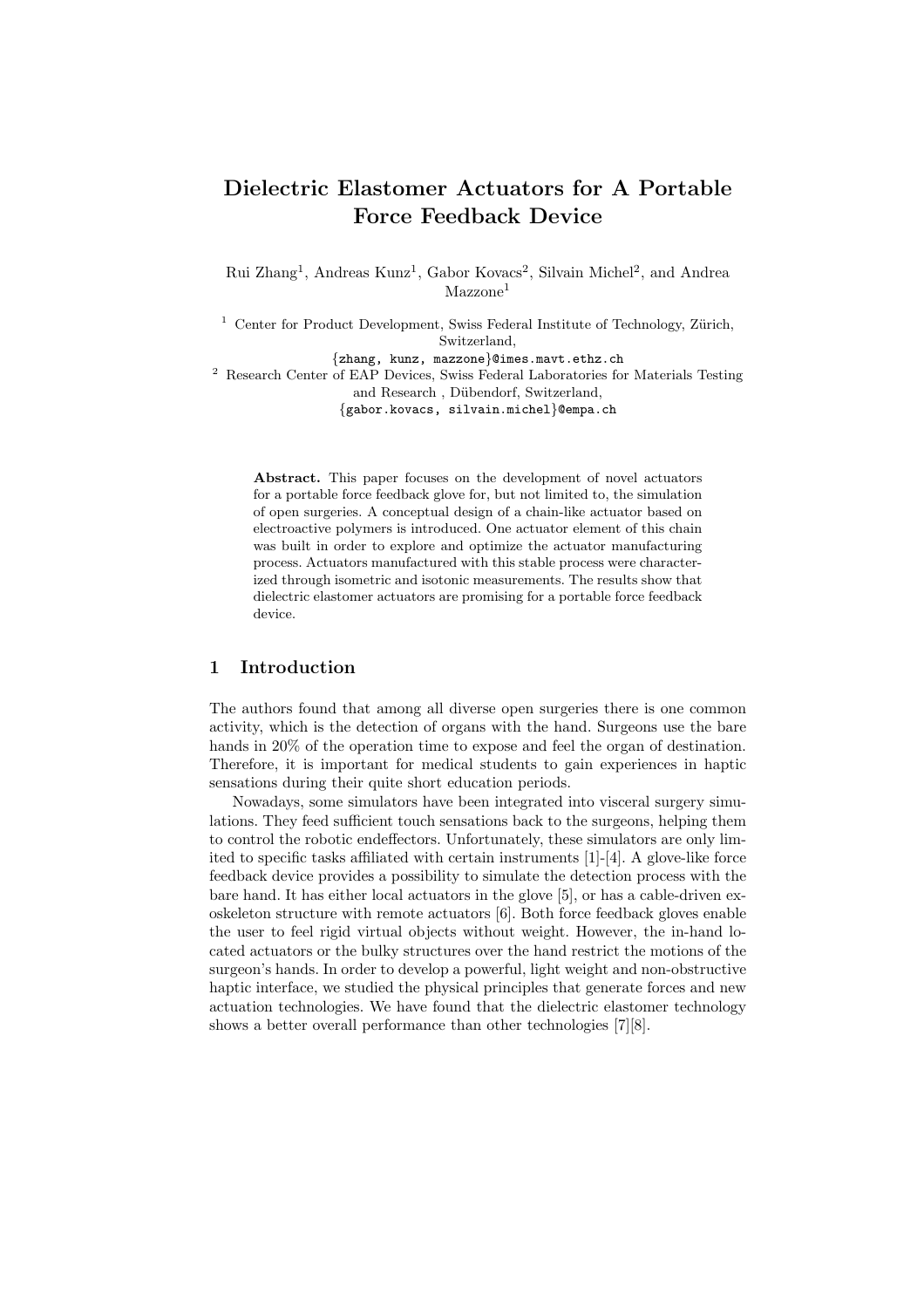# Dielectric Elastomer Actuators for A Portable Force Feedback Device

Rui Zhang[1], Andreas Kunz[1], Gabor Kovacs[2], Silvain Michel[2], and Andrea Mazzone[1]

[1] Center for Product Development, Swiss Federal Institute of Technology, Zürich, Switzerland,
{zhang, kunz, mazzone}@imes.mavt.ethz.ch

[2] Research Center of EAP Devices, Swiss Federal Laboratories for Materials Testing and Research , Dübendorf, Switzerland,
{gabor.kovacs, silvain.michel}@empa.ch

**Abstract.** This paper focuses on the development of novel actuators for a portable force feedback glove for, but not limited to, the simulation of open surgeries. A conceptual design of a chain-like actuator based on electroactive polymers is introduced. One actuator element of this chain was built in order to explore and optimize the actuator manufacturing process. Actuators manufactured with this stable process were characterized through isometric and isotonic measurements. The results show that dielectric elastomer actuators are promising for a portable force feedback device.

## 1 Introduction

The authors found that among all diverse open surgeries there is one common activity, which is the detection of organs with the hand. Surgeons use the bare hands in 20% of the operation time to expose and feel the organ of destination. Therefore, it is important for medical students to gain experiences in haptic sensations during their quite short education periods.

Nowadays, some simulators have been integrated into visceral surgery simulations. They feed sufficient touch sensations back to the surgeons, helping them to control the robotic endeffectors. Unfortunately, these simulators are only limited to specific tasks affiliated with certain instruments [1]-[4]. A glove-like force feedback device provides a possibility to simulate the detection process with the bare hand. It has either local actuators in the glove [5], or has a cable-driven exoskeleton structure with remote actuators [6]. Both force feedback gloves enable the user to feel rigid virtual objects without weight. However, the in-hand located actuators or the bulky structures over the hand restrict the motions of the surgeon's hands. In order to develop a powerful, light weight and non-obstructive haptic interface, we studied the physical principles that generate forces and new actuation technologies. We have found that the dielectric elastomer technology shows a better overall performance than other technologies [7][8].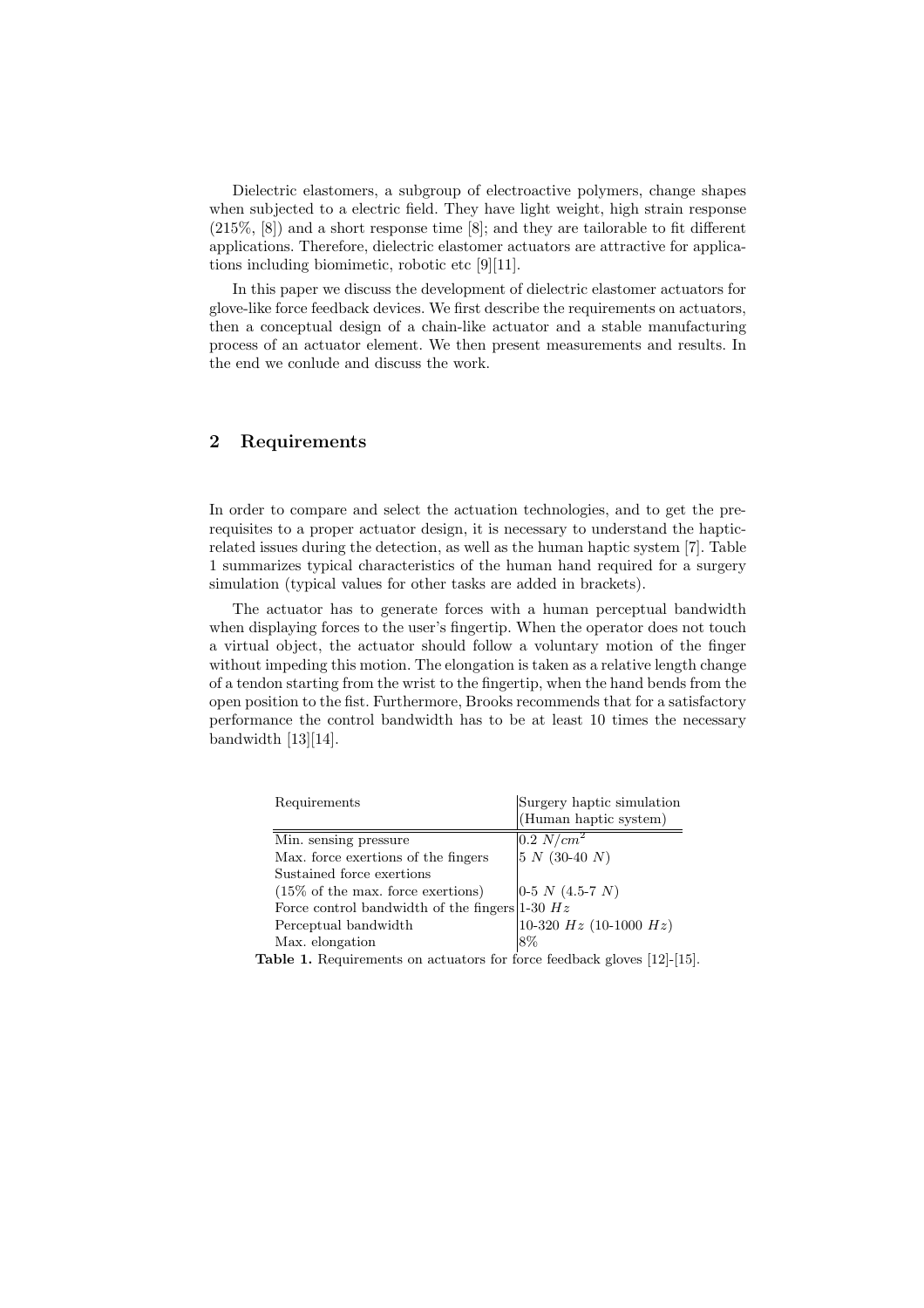Dielectric elastomers, a subgroup of electroactive polymers, change shapes when subjected to a electric field. They have light weight, high strain response (215%, [8]) and a short response time [8]; and they are tailorable to fit different applications. Therefore, dielectric elastomer actuators are attractive for applications including biomimetic, robotic etc [9][11].

In this paper we discuss the development of dielectric elastomer actuators for glove-like force feedback devices. We first describe the requirements on actuators, then a conceptual design of a chain-like actuator and a stable manufacturing process of an actuator element. We then present measurements and results. In the end we conlude and discuss the work.

## 2 Requirements

In order to compare and select the actuation technologies, and to get the prerequisites to a proper actuator design, it is necessary to understand the haptic-related issues during the detection, as well as the human haptic system [7]. Table 1 summarizes typical characteristics of the human hand required for a surgery simulation (typical values for other tasks are added in brackets).

The actuator has to generate forces with a human perceptual bandwidth when displaying forces to the user's fingertip. When the operator does not touch a virtual object, the actuator should follow a voluntary motion of the finger without impeding this motion. The elongation is taken as a relative length change of a tendon starting from the wrist to the fingertip, when the hand bends from the open position to the fist. Furthermore, Brooks recommends that for a satisfactory performance the control bandwidth has to be at least 10 times the necessary bandwidth [13][14].

| Requirements | Surgery haptic simulation (Human haptic system) |
|---|---|
| Min. sensing pressure | 0.2 $N/cm^2$ |
| Max. force exertions of the fingers | 5 $N$ (30-40 $N$) |
| Sustained force exertions (15% of the max. force exertions) | 0-5 $N$ (4.5-7 $N$) |
| Force control bandwidth of the fingers | 1-30 $Hz$ |
| Perceptual bandwidth | 10-320 $Hz$ (10-1000 $Hz$) |
| Max. elongation | 8% |

**Table 1.** Requirements on actuators for force feedback gloves [12]-[15].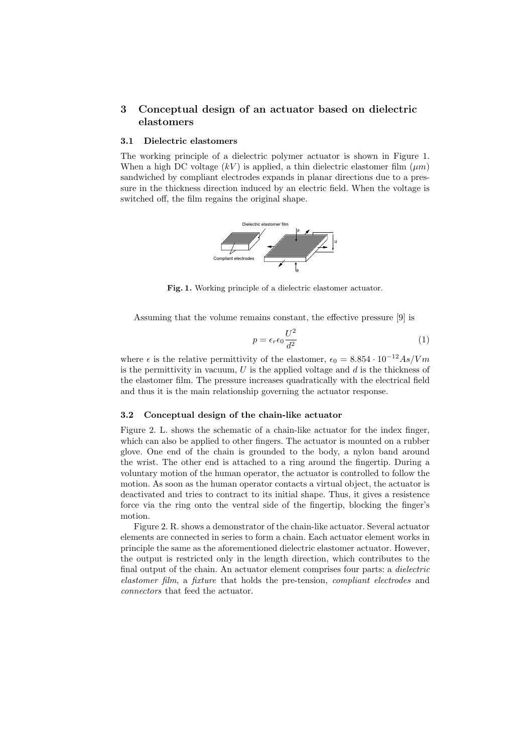## 3 Conceptual design of an actuator based on dielectric elastomers

### 3.1 Dielectric elastomers

The working principle of a dielectric polymer actuator is shown in Figure 1. When a high DC voltage ($kV$) is applied, a thin dielectric elastomer film ($\mu m$) sandwiched by compliant electrodes expands in planar directions due to a pressure in the thickness direction induced by an electric field. When the voltage is switched off, the film regains the original shape.

**Fig. 1.** Working principle of a dielectric elastomer actuator.

Assuming that the volume remains constant, the effective pressure [9] is

$$p = \epsilon_r \epsilon_0 \frac{U^2}{d^2} \tag{1}$$

where $\epsilon$ is the relative permittivity of the elastomer, $\epsilon_0 = 8.854 \cdot 10^{-12} As/Vm$ is the permittivity in vacuum, $U$ is the applied voltage and $d$ is the thickness of the elastomer film. The pressure increases quadratically with the electrical field and thus it is the main relationship governing the actuator response.

### 3.2 Conceptual design of the chain-like actuator

Figure 2. L. shows the schematic of a chain-like actuator for the index finger, which can also be applied to other fingers. The actuator is mounted on a rubber glove. One end of the chain is grounded to the body, a nylon band around the wrist. The other end is attached to a ring around the fingertip. During a voluntary motion of the human operator, the actuator is controlled to follow the motion. As soon as the human operator contacts a virtual object, the actuator is deactivated and tries to contract to its initial shape. Thus, it gives a resistence force via the ring onto the ventral side of the fingertip, blocking the finger's motion.

Figure 2. R. shows a demonstrator of the chain-like actuator. Several actuator elements are connected in series to form a chain. Each actuator element works in principle the same as the aforementioned dielectric elastomer actuator. However, the output is restricted only in the length direction, which contributes to the final output of the chain. An actuator element comprises four parts: a *dielectric elastomer film*, a *fixture* that holds the pre-tension, *compliant electrodes* and *connectors* that feed the actuator.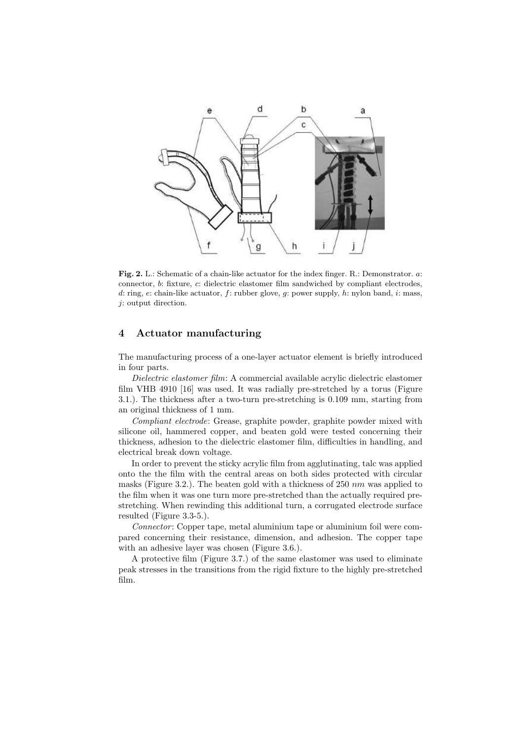**Fig. 2.** L.: Schematic of a chain-like actuator for the index finger. R.: Demonstrator. *a*: connector, *b*: fixture, *c*: dielectric elastomer film sandwiched by compliant electrodes, *d*: ring, *e*: chain-like actuator, *f*: rubber glove, *g*: power supply, *h*: nylon band, *i*: mass, *j*: output direction.

## 4 Actuator manufacturing

The manufacturing process of a one-layer actuator element is briefly introduced in four parts.

*Dielectric elastomer film*: A commercial available acrylic dielectric elastomer film VHB 4910 [16] was used. It was radially pre-stretched by a torus (Figure 3.1.). The thickness after a two-turn pre-stretching is 0.109 mm, starting from an original thickness of 1 mm.

*Compliant electrode*: Grease, graphite powder, graphite powder mixed with silicone oil, hammered copper, and beaten gold were tested concerning their thickness, adhesion to the dielectric elastomer film, difficulties in handling, and electrical break down voltage.

In order to prevent the sticky acrylic film from agglutinating, talc was applied onto the the film with the central areas on both sides protected with circular masks (Figure 3.2.). The beaten gold with a thickness of 250 *nm* was applied to the film when it was one turn more pre-stretched than the actually required pre-stretching. When rewinding this additional turn, a corrugated electrode surface resulted (Figure 3.3-5.).

*Connector*: Copper tape, metal aluminium tape or aluminium foil were compared concerning their resistance, dimension, and adhesion. The copper tape with an adhesive layer was chosen (Figure 3.6.).

A protective film (Figure 3.7.) of the same elastomer was used to eliminate peak stresses in the transitions from the rigid fixture to the highly pre-stretched film.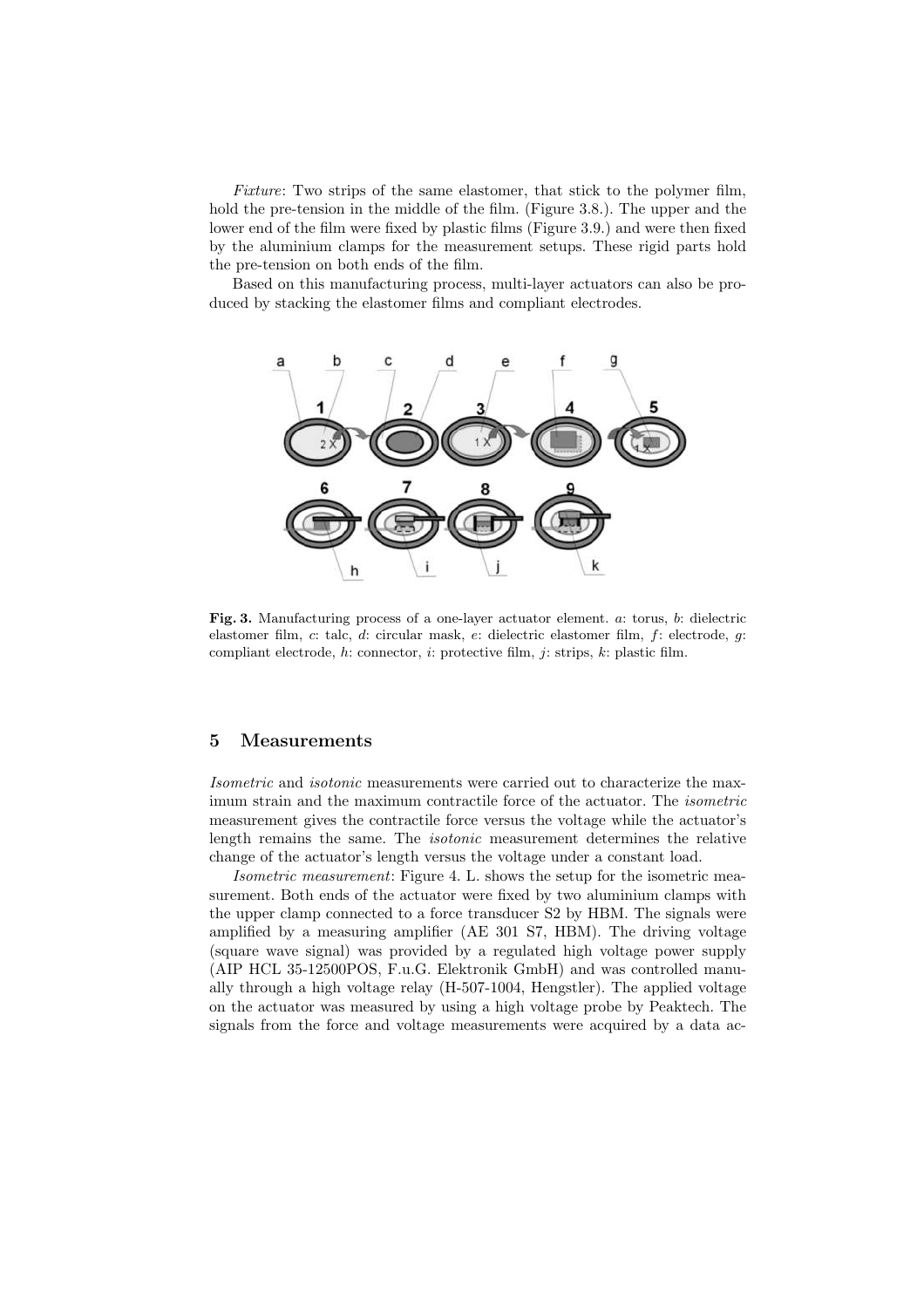*Fixture*: Two strips of the same elastomer, that stick to the polymer film, hold the pre-tension in the middle of the film. (Figure 3.8.). The upper and the lower end of the film were fixed by plastic films (Figure 3.9.) and were then fixed by the aluminium clamps for the measurement setups. These rigid parts hold the pre-tension on both ends of the film.

Based on this manufacturing process, multi-layer actuators can also be produced by stacking the elastomer films and compliant electrodes.

**Fig. 3.** Manufacturing process of a one-layer actuator element. *a*: torus, *b*: dielectric elastomer film, *c*: talc, *d*: circular mask, *e*: dielectric elastomer film, *f*: electrode, *g*: compliant electrode, *h*: connector, *i*: protective film, *j*: strips, *k*: plastic film.

## 5 Measurements

*Isometric* and *isotonic* measurements were carried out to characterize the maximum strain and the maximum contractile force of the actuator. The *isometric* measurement gives the contractile force versus the voltage while the actuator's length remains the same. The *isotonic* measurement determines the relative change of the actuator's length versus the voltage under a constant load.

*Isometric measurement*: Figure 4. L. shows the setup for the isometric measurement. Both ends of the actuator were fixed by two aluminium clamps with the upper clamp connected to a force transducer S2 by HBM. The signals were amplified by a measuring amplifier (AE 301 S7, HBM). The driving voltage (square wave signal) was provided by a regulated high voltage power supply (AIP HCL 35-12500POS, F.u.G. Elektronik GmbH) and was controlled manually through a high voltage relay (H-507-1004, Hengstler). The applied voltage on the actuator was measured by using a high voltage probe by Peaktech. The signals from the force and voltage measurements were acquired by a data ac-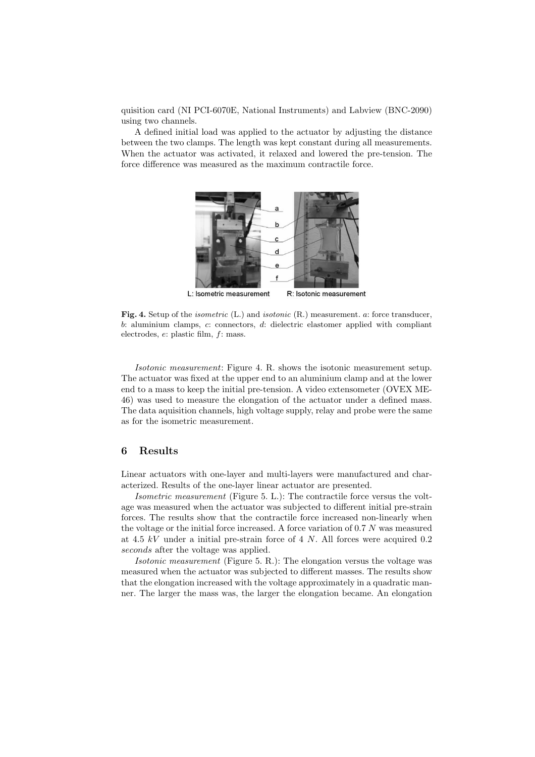quisition card (NI PCI-6070E, National Instruments) and Labview (BNC-2090) using two channels.

A defined initial load was applied to the actuator by adjusting the distance between the two clamps. The length was kept constant during all measurements. When the actuator was activated, it relaxed and lowered the pre-tension. The force difference was measured as the maximum contractile force.

**Fig. 4.** Setup of the *isometric* (L.) and *isotonic* (R.) measurement. *a*: force transducer, *b*: aluminium clamps, *c*: connectors, *d*: dielectric elastomer applied with compliant electrodes, *e*: plastic film, *f*: mass.

*Isotonic measurement*: Figure 4. R. shows the isotonic measurement setup. The actuator was fixed at the upper end to an aluminium clamp and at the lower end to a mass to keep the initial pre-tension. A video extensometer (OVEX ME-46) was used to measure the elongation of the actuator under a defined mass. The data aquisition channels, high voltage supply, relay and probe were the same as for the isometric measurement.

## 6 Results

Linear actuators with one-layer and multi-layers were manufactured and characterized. Results of the one-layer linear actuator are presented.

*Isometric measurement* (Figure 5. L.): The contractile force versus the voltage was measured when the actuator was subjected to different initial pre-strain forces. The results show that the contractile force increased non-linearly when the voltage or the initial force increased. A force variation of 0.7 $N$ was measured at 4.5 $kV$ under a initial pre-strain force of 4 $N$. All forces were acquired 0.2 *seconds* after the voltage was applied.

*Isotonic measurement* (Figure 5. R.): The elongation versus the voltage was measured when the actuator was subjected to different masses. The results show that the elongation increased with the voltage approximately in a quadratic manner. The larger the mass was, the larger the elongation became. An elongation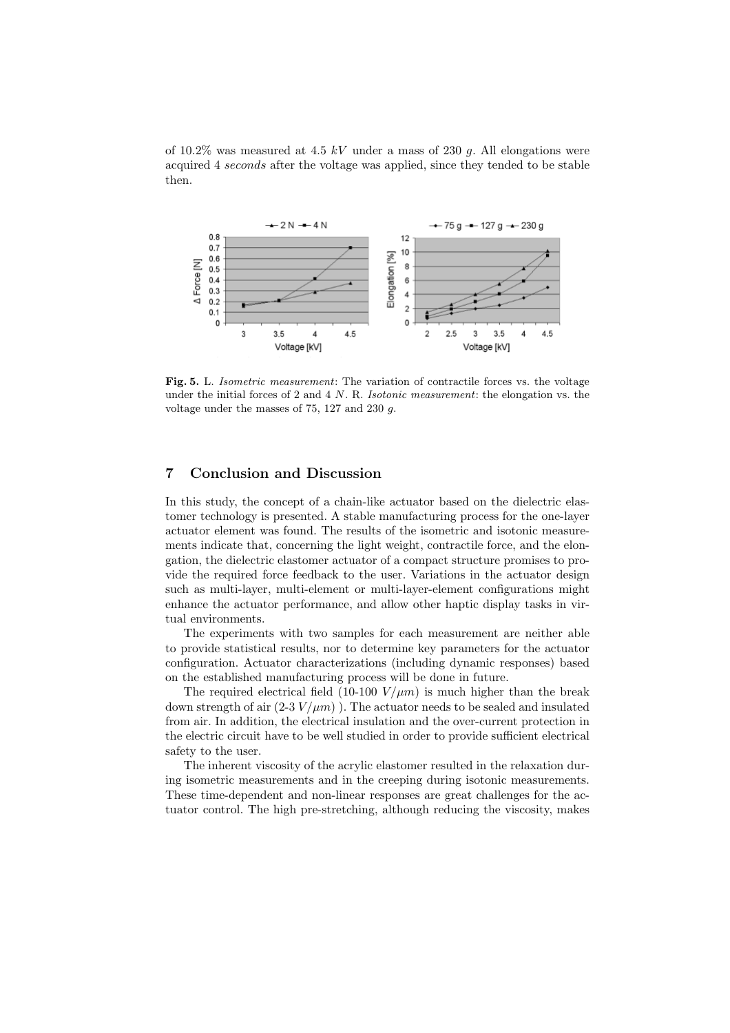of 10.2% was measured at 4.5 $kV$ under a mass of 230 $g$. All elongations were acquired 4 *seconds* after the voltage was applied, since they tended to be stable then.

**Fig. 5.** L. *Isometric measurement*: The variation of contractile forces vs. the voltage under the initial forces of 2 and 4 $N$. R. *Isotonic measurement*: the elongation vs. the voltage under the masses of 75, 127 and 230 $g$.

## 7 Conclusion and Discussion

In this study, the concept of a chain-like actuator based on the dielectric elastomer technology is presented. A stable manufacturing process for the one-layer actuator element was found. The results of the isometric and isotonic measurements indicate that, concerning the light weight, contractile force, and the elongation, the dielectric elastomer actuator of a compact structure promises to provide the required force feedback to the user. Variations in the actuator design such as multi-layer, multi-element or multi-layer-element configurations might enhance the actuator performance, and allow other haptic display tasks in virtual environments.

The experiments with two samples for each measurement are neither able to provide statistical results, nor to determine key parameters for the actuator configuration. Actuator characterizations (including dynamic responses) based on the established manufacturing process will be done in future.

The required electrical field (10-100 $V/\mu m$) is much higher than the break down strength of air (2-3 $V/\mu m$) ). The actuator needs to be sealed and insulated from air. In addition, the electrical insulation and the over-current protection in the electric circuit have to be well studied in order to provide sufficient electrical safety to the user.

The inherent viscosity of the acrylic elastomer resulted in the relaxation during isometric measurements and in the creeping during isotonic measurements. These time-dependent and non-linear responses are great challenges for the actuator control. The high pre-stretching, although reducing the viscosity, makes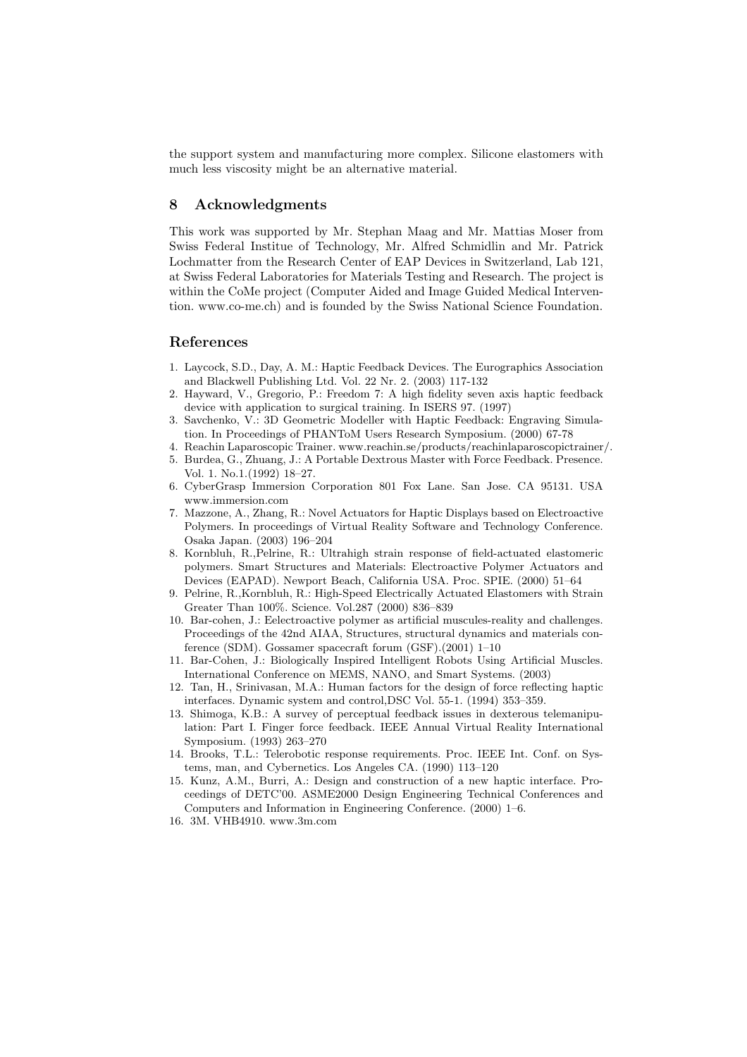the support system and manufacturing more complex. Silicone elastomers with much less viscosity might be an alternative material.

## 8 Acknowledgments

This work was supported by Mr. Stephan Maag and Mr. Mattias Moser from Swiss Federal Institue of Technology, Mr. Alfred Schmidlin and Mr. Patrick Lochmatter from the Research Center of EAP Devices in Switzerland, Lab 121, at Swiss Federal Laboratories for Materials Testing and Research. The project is within the CoMe project (Computer Aided and Image Guided Medical Intervention. www.co-me.ch) and is founded by the Swiss National Science Foundation.

## References

1. Laycock, S.D., Day, A. M.: Haptic Feedback Devices. The Eurographics Association and Blackwell Publishing Ltd. Vol. 22 Nr. 2. (2003) 117-132
2. Hayward, V., Gregorio, P.: Freedom 7: A high fidelity seven axis haptic feedback device with application to surgical training. In ISERS 97. (1997)
3. Savchenko, V.: 3D Geometric Modeller with Haptic Feedback: Engraving Simulation. In Proceedings of PHANToM Users Research Symposium. (2000) 67-78
4. Reachin Laparoscopic Trainer. www.reachin.se/products/reachinlaparoscopictrainer/.
5. Burdea, G., Zhuang, J.: A Portable Dextrous Master with Force Feedback. Presence. Vol. 1. No.1.(1992) 18–27.
6. CyberGrasp Immersion Corporation 801 Fox Lane. San Jose. CA 95131. USA www.immersion.com
7. Mazzone, A., Zhang, R.: Novel Actuators for Haptic Displays based on Electroactive Polymers. In proceedings of Virtual Reality Software and Technology Conference. Osaka Japan. (2003) 196–204
8. Kornbluh, R.,Pelrine, R.: Ultrahigh strain response of field-actuated elastomeric polymers. Smart Structures and Materials: Electroactive Polymer Actuators and Devices (EAPAD). Newport Beach, California USA. Proc. SPIE. (2000) 51–64
9. Pelrine, R.,Kornbluh, R.: High-Speed Electrically Actuated Elastomers with Strain Greater Than 100%. Science. Vol.287 (2000) 836–839
10. Bar-cohen, J.: Eelectroactive polymer as artificial muscules-reality and challenges. Proceedings of the 42nd AIAA, Structures, structural dynamics and materials conference (SDM). Gossamer spacecraft forum (GSF).(2001) 1–10
11. Bar-Cohen, J.: Biologically Inspired Intelligent Robots Using Artificial Muscles. International Conference on MEMS, NANO, and Smart Systems. (2003)
12. Tan, H., Srinivasan, M.A.: Human factors for the design of force reflecting haptic interfaces. Dynamic system and control,DSC Vol. 55-1. (1994) 353–359.
13. Shimoga, K.B.: A survey of perceptual feedback issues in dexterous telemanipulation: Part I. Finger force feedback. IEEE Annual Virtual Reality International Symposium. (1993) 263–270
14. Brooks, T.L.: Telerobotic response requirements. Proc. IEEE Int. Conf. on Systems, man, and Cybernetics. Los Angeles CA. (1990) 113–120
15. Kunz, A.M., Burri, A.: Design and construction of a new haptic interface. Proceedings of DETC'00. ASME2000 Design Engineering Technical Conferences and Computers and Information in Engineering Conference. (2000) 1–6.
16. 3M. VHB4910. www.3m.com